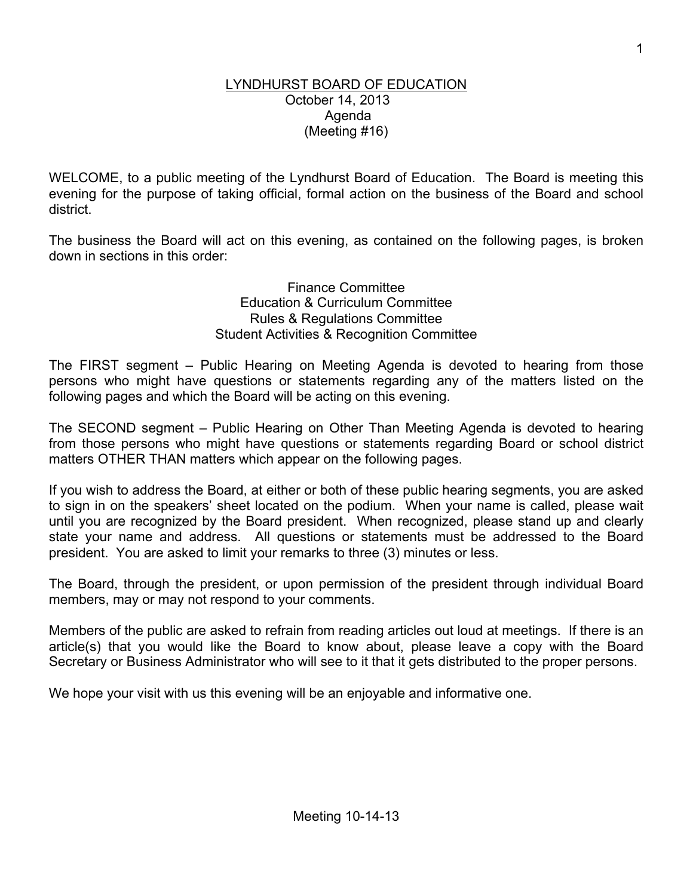# LYNDHURST BOARD OF EDUCATION

October 14, 2013
Agenda
(Meeting #16)

WELCOME, to a public meeting of the Lyndhurst Board of Education. The Board is meeting this evening for the purpose of taking official, formal action on the business of the Board and school district.

The business the Board will act on this evening, as contained on the following pages, is broken down in sections in this order:

Finance Committee
Education & Curriculum Committee
Rules & Regulations Committee
Student Activities & Recognition Committee

The FIRST segment – Public Hearing on Meeting Agenda is devoted to hearing from those persons who might have questions or statements regarding any of the matters listed on the following pages and which the Board will be acting on this evening.

The SECOND segment – Public Hearing on Other Than Meeting Agenda is devoted to hearing from those persons who might have questions or statements regarding Board or school district matters OTHER THAN matters which appear on the following pages.

If you wish to address the Board, at either or both of these public hearing segments, you are asked to sign in on the speakers' sheet located on the podium. When your name is called, please wait until you are recognized by the Board president. When recognized, please stand up and clearly state your name and address. All questions or statements must be addressed to the Board president. You are asked to limit your remarks to three (3) minutes or less.

The Board, through the president, or upon permission of the president through individual Board members, may or may not respond to your comments.

Members of the public are asked to refrain from reading articles out loud at meetings. If there is an article(s) that you would like the Board to know about, please leave a copy with the Board Secretary or Business Administrator who will see to it that it gets distributed to the proper persons.

We hope your visit with us this evening will be an enjoyable and informative one.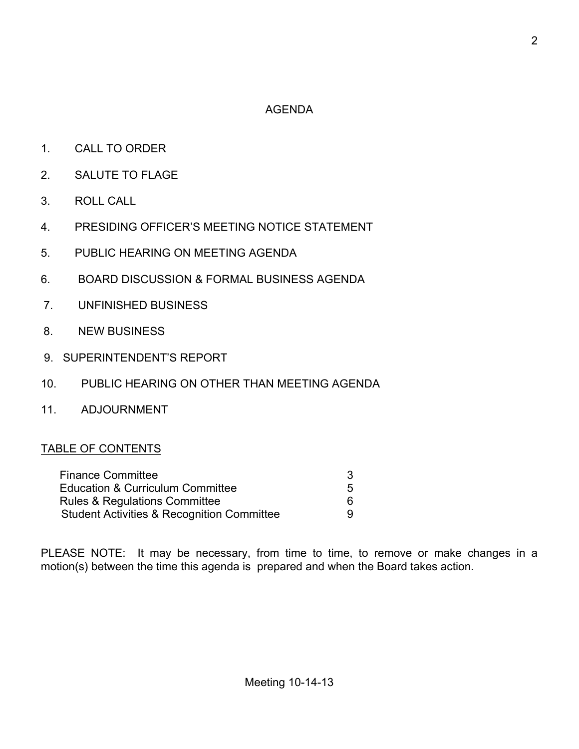# AGENDA

1. CALL TO ORDER
2. SALUTE TO FLAGE
3. ROLL CALL
4. PRESIDING OFFICER'S MEETING NOTICE STATEMENT
5. PUBLIC HEARING ON MEETING AGENDA
6. BOARD DISCUSSION & FORMAL BUSINESS AGENDA
7. UNFINISHED BUSINESS
8. NEW BUSINESS
9. SUPERINTENDENT'S REPORT
10. PUBLIC HEARING ON OTHER THAN MEETING AGENDA
11. ADJOURNMENT

## TABLE OF CONTENTS

| | |
|---|---|
| Finance Committee | 3 |
| Education & Curriculum Committee | 5 |
| Rules & Regulations Committee | 6 |
| Student Activities & Recognition Committee | 9 |

PLEASE NOTE: It may be necessary, from time to time, to remove or make changes in a motion(s) between the time this agenda is prepared and when the Board takes action.

Meeting 10-14-13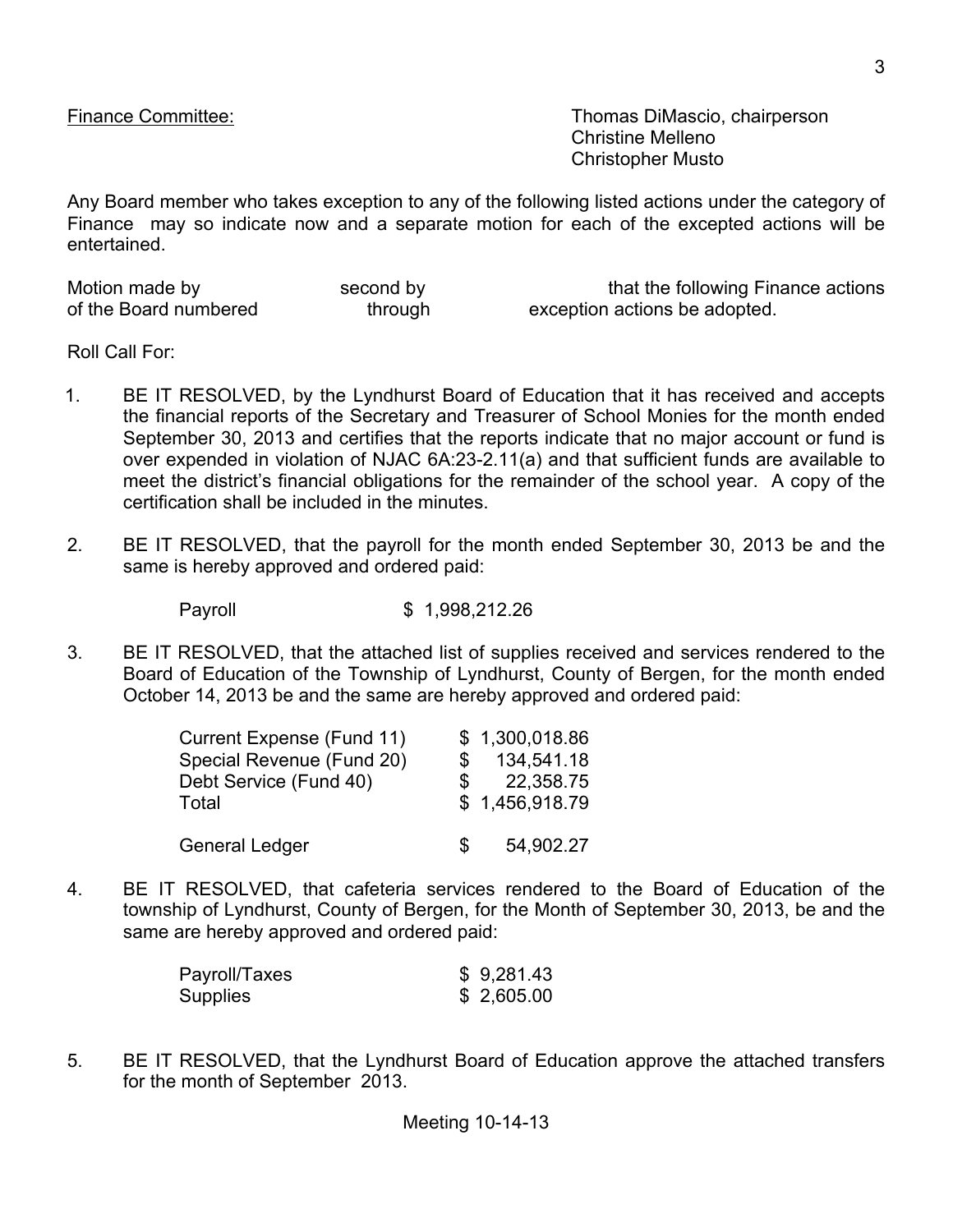Finance Committee:

Thomas DiMascio, chairperson
Christine Melleno
Christopher Musto

Any Board member who takes exception to any of the following listed actions under the category of Finance may so indicate now and a separate motion for each of the excepted actions will be entertained.

Motion made by second by that the following Finance actions of the Board numbered through exception actions be adopted.

Roll Call For:

1. BE IT RESOLVED, by the Lyndhurst Board of Education that it has received and accepts the financial reports of the Secretary and Treasurer of School Monies for the month ended September 30, 2013 and certifies that the reports indicate that no major account or fund is over expended in violation of NJAC 6A:23-2.11(a) and that sufficient funds are available to meet the district's financial obligations for the remainder of the school year. A copy of the certification shall be included in the minutes.

2. BE IT RESOLVED, that the payroll for the month ended September 30, 2013 be and the same is hereby approved and ordered paid:

| | |
|---|---|
| Payroll | $ 1,998,212.26 |

3. BE IT RESOLVED, that the attached list of supplies received and services rendered to the Board of Education of the Township of Lyndhurst, County of Bergen, for the month ended October 14, 2013 be and the same are hereby approved and ordered paid:

| | |
|---|---|
| Current Expense (Fund 11) | $ 1,300,018.86 |
| Special Revenue (Fund 20) | $ 134,541.18 |
| Debt Service (Fund 40) | $ 22,358.75 |
| Total | $ 1,456,918.79 |
| | |
| General Ledger | $ 54,902.27 |

4. BE IT RESOLVED, that cafeteria services rendered to the Board of Education of the township of Lyndhurst, County of Bergen, for the Month of September 30, 2013, be and the same are hereby approved and ordered paid:

| | |
|---|---|
| Payroll/Taxes | $ 9,281.43 |
| Supplies | $ 2,605.00 |

5. BE IT RESOLVED, that the Lyndhurst Board of Education approve the attached transfers for the month of September 2013.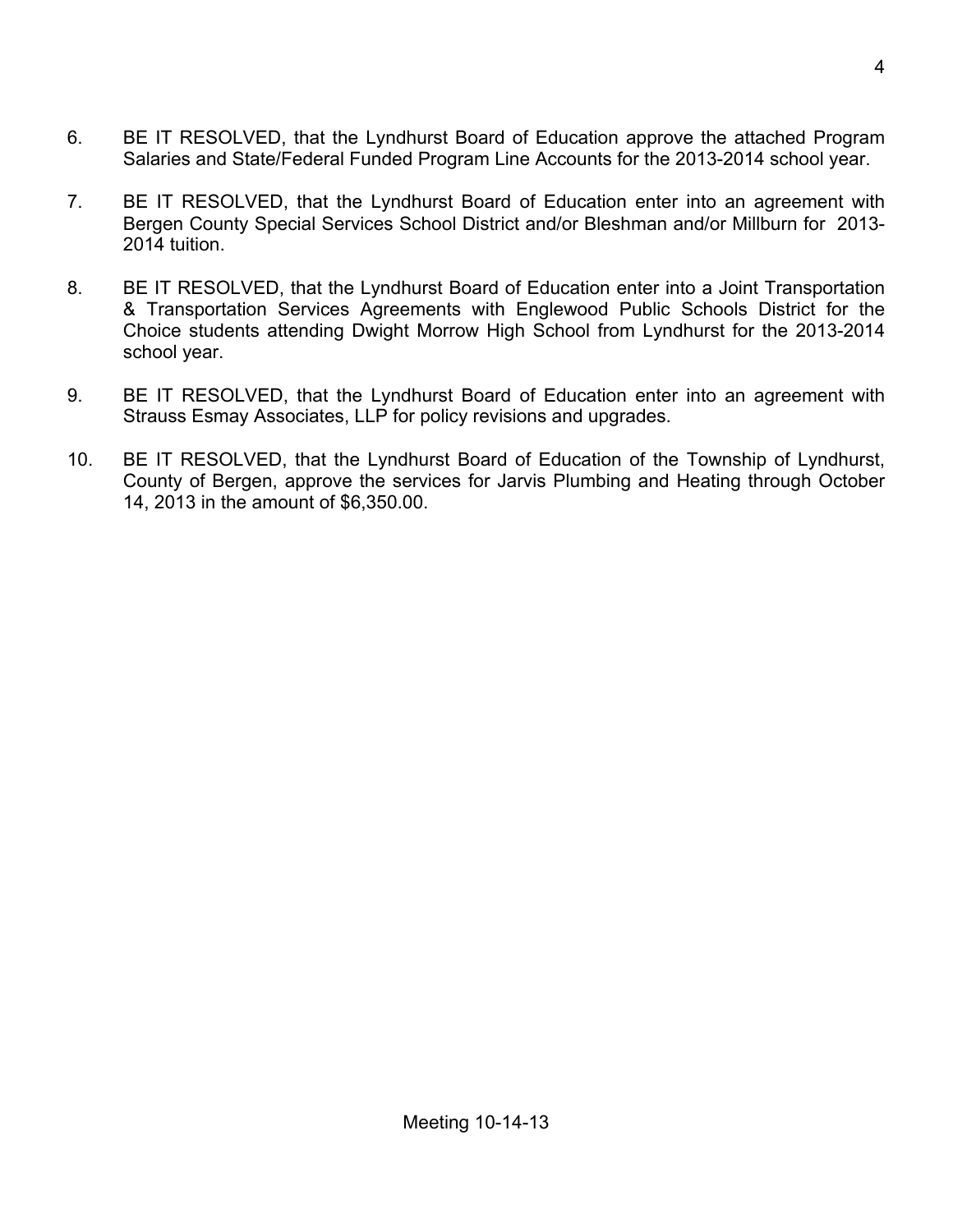6. BE IT RESOLVED, that the Lyndhurst Board of Education approve the attached Program Salaries and State/Federal Funded Program Line Accounts for the 2013-2014 school year.

7. BE IT RESOLVED, that the Lyndhurst Board of Education enter into an agreement with Bergen County Special Services School District and/or Bleshman and/or Millburn for 2013-2014 tuition.

8. BE IT RESOLVED, that the Lyndhurst Board of Education enter into a Joint Transportation & Transportation Services Agreements with Englewood Public Schools District for the Choice students attending Dwight Morrow High School from Lyndhurst for the 2013-2014 school year.

9. BE IT RESOLVED, that the Lyndhurst Board of Education enter into an agreement with Strauss Esmay Associates, LLP for policy revisions and upgrades.

10. BE IT RESOLVED, that the Lyndhurst Board of Education of the Township of Lyndhurst, County of Bergen, approve the services for Jarvis Plumbing and Heating through October 14, 2013 in the amount of $6,350.00.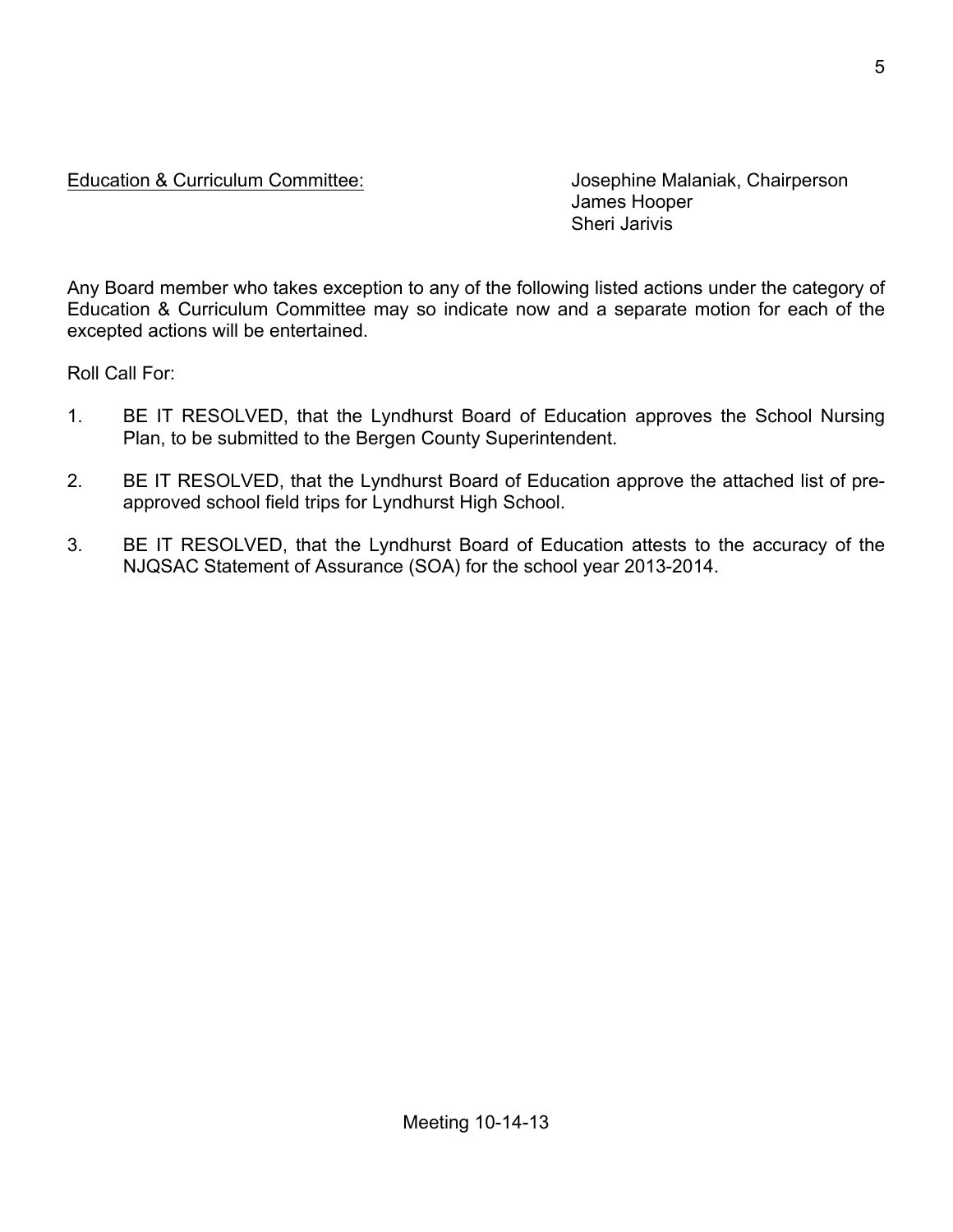<u>Education & Curriculum Committee:</u>

Josephine Malaniak, Chairperson
James Hooper
Sheri Jarivis

Any Board member who takes exception to any of the following listed actions under the category of Education & Curriculum Committee may so indicate now and a separate motion for each of the excepted actions will be entertained.

Roll Call For:

1. BE IT RESOLVED, that the Lyndhurst Board of Education approves the School Nursing Plan, to be submitted to the Bergen County Superintendent.

2. BE IT RESOLVED, that the Lyndhurst Board of Education approve the attached list of pre-approved school field trips for Lyndhurst High School.

3. BE IT RESOLVED, that the Lyndhurst Board of Education attests to the accuracy of the NJQSAC Statement of Assurance (SOA) for the school year 2013-2014.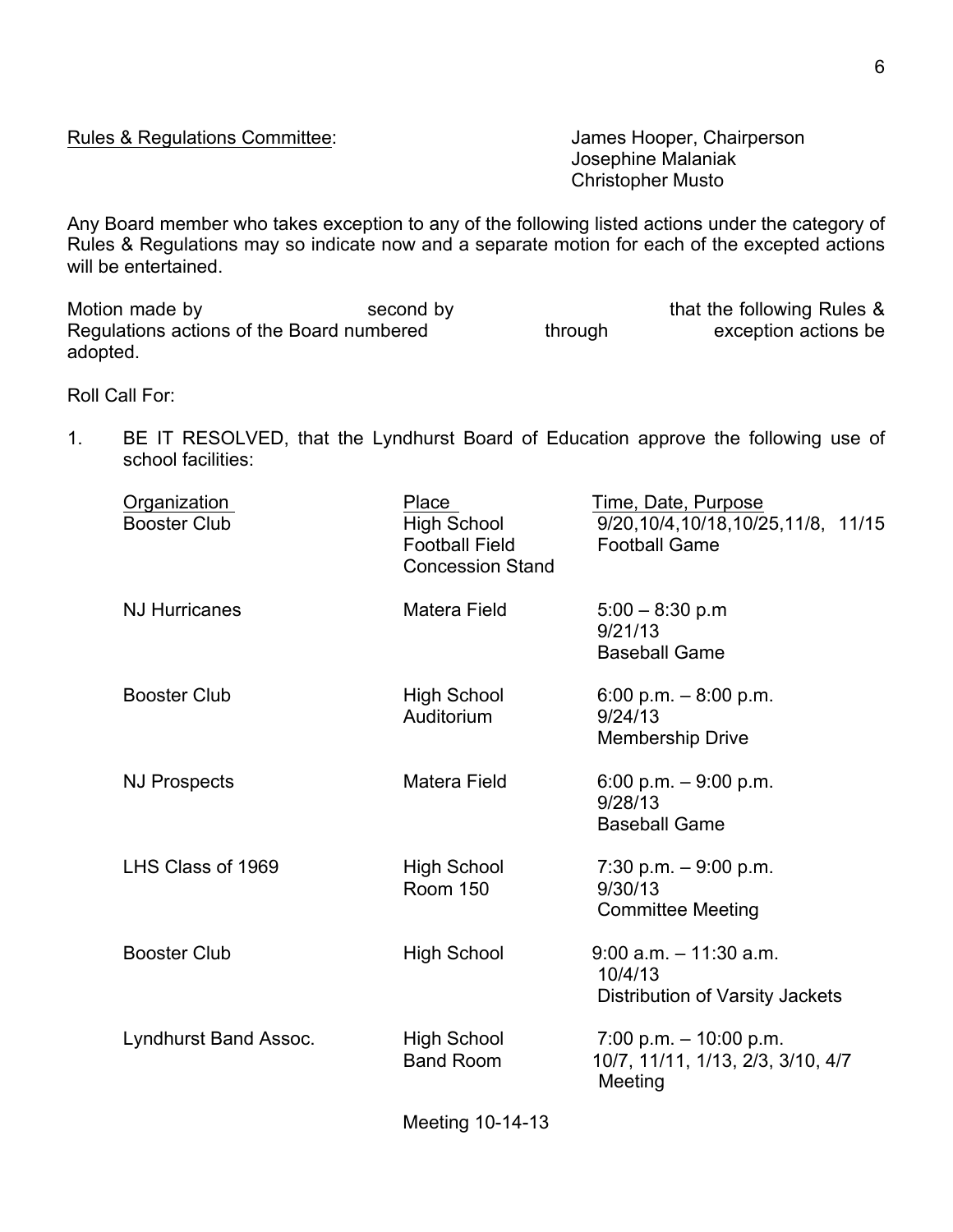Rules & Regulations Committee: James Hooper, Chairperson
Josephine Malaniak
Christopher Musto

Any Board member who takes exception to any of the following listed actions under the category of Rules & Regulations may so indicate now and a separate motion for each of the excepted actions will be entertained.

Motion made by second by that the following Rules & Regulations actions of the Board numbered through exception actions be adopted.

Roll Call For:

1. BE IT RESOLVED, that the Lyndhurst Board of Education approve the following use of school facilities:

| Organization | Place | Time, Date, Purpose |
|---|---|---|
| Booster Club | High School Football Field Concession Stand | 9/20,10/4,10/18,10/25,11/8, 11/15 Football Game |
| NJ Hurricanes | Matera Field | 5:00 – 8:30 p.m 9/21/13 Baseball Game |
| Booster Club | High School Auditorium | 6:00 p.m. – 8:00 p.m. 9/24/13 Membership Drive |
| NJ Prospects | Matera Field | 6:00 p.m. – 9:00 p.m. 9/28/13 Baseball Game |
| LHS Class of 1969 | High School Room 150 | 7:30 p.m. – 9:00 p.m. 9/30/13 Committee Meeting |
| Booster Club | High School | 9:00 a.m. – 11:30 a.m. 10/4/13 Distribution of Varsity Jackets |
| Lyndhurst Band Assoc. | High School Band Room | 7:00 p.m. – 10:00 p.m. 10/7, 11/11, 1/13, 2/3, 3/10, 4/7 Meeting |

Meeting 10-14-13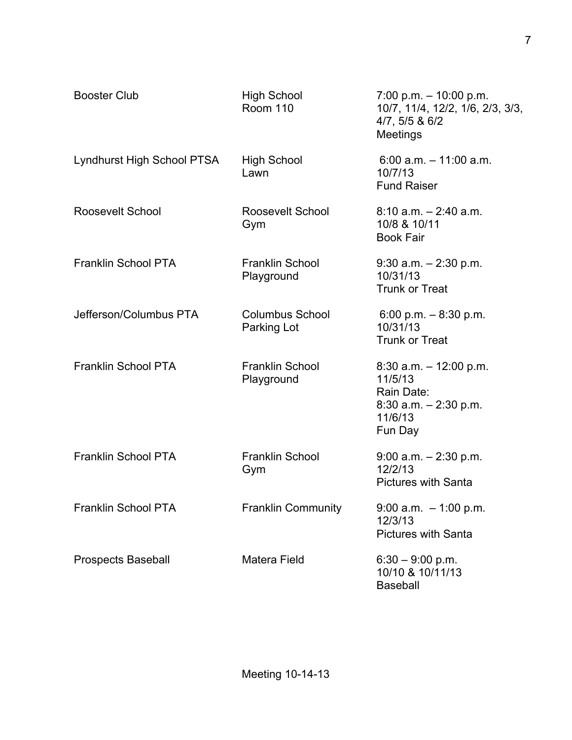| | | |
|---|---|---|
| Booster Club | High School<br>Room 110 | 7:00 p.m. – 10:00 p.m.<br>10/7, 11/4, 12/2, 1/6, 2/3, 3/3, 4/7, 5/5 & 6/2<br>Meetings |
| Lyndhurst High School PTSA | High School<br>Lawn | 6:00 a.m. – 11:00 a.m.<br>10/7/13<br>Fund Raiser |
| Roosevelt School | Roosevelt School<br>Gym | 8:10 a.m. – 2:40 a.m.<br>10/8 & 10/11<br>Book Fair |
| Franklin School PTA | Franklin School<br>Playground | 9:30 a.m. – 2:30 p.m.<br>10/31/13<br>Trunk or Treat |
| Jefferson/Columbus PTA | Columbus School<br>Parking Lot | 6:00 p.m. – 8:30 p.m.<br>10/31/13<br>Trunk or Treat |
| Franklin School PTA | Franklin School<br>Playground | 8:30 a.m. – 12:00 p.m.<br>11/5/13<br>Rain Date:<br>8:30 a.m. – 2:30 p.m.<br>11/6/13<br>Fun Day |
| Franklin School PTA | Franklin School<br>Gym | 9:00 a.m. – 2:30 p.m.<br>12/2/13<br>Pictures with Santa |
| Franklin School PTA | Franklin Community | 9:00 a.m. – 1:00 p.m.<br>12/3/13<br>Pictures with Santa |
| Prospects Baseball | Matera Field | 6:30 – 9:00 p.m.<br>10/10 & 10/11/13<br>Baseball |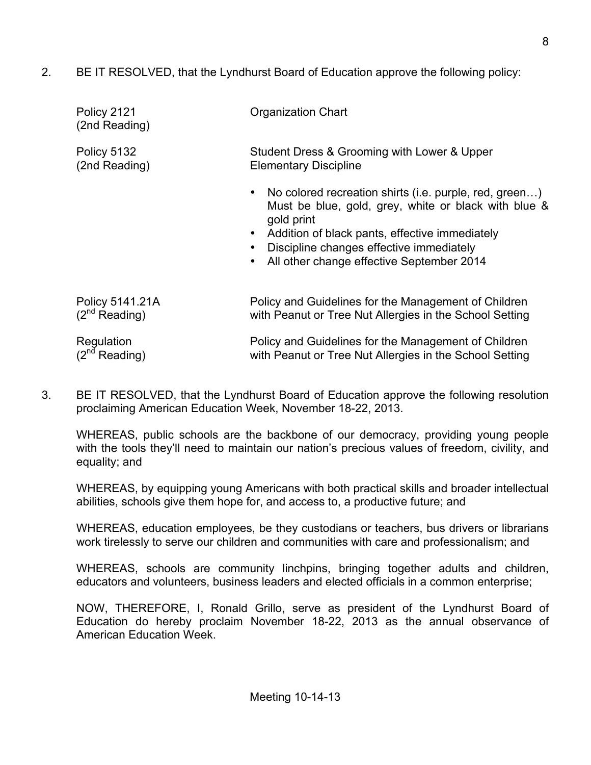2. BE IT RESOLVED, that the Lyndhurst Board of Education approve the following policy:

| | |
|---|---|
| Policy 2121 (2nd Reading) | Organization Chart |
| Policy 5132 (2nd Reading) | Student Dress & Grooming with Lower & Upper Elementary Discipline<br>• No colored recreation shirts (i.e. purple, red, green…) Must be blue, gold, grey, white or black with blue & gold print<br>• Addition of black pants, effective immediately<br>• Discipline changes effective immediately<br>• All other change effective September 2014 |
| Policy 5141.21A (2nd Reading) | Policy and Guidelines for the Management of Children with Peanut or Tree Nut Allergies in the School Setting |
| Regulation (2nd Reading) | Policy and Guidelines for the Management of Children with Peanut or Tree Nut Allergies in the School Setting |

3. BE IT RESOLVED, that the Lyndhurst Board of Education approve the following resolution proclaiming American Education Week, November 18-22, 2013.

   WHEREAS, public schools are the backbone of our democracy, providing young people with the tools they'll need to maintain our nation's precious values of freedom, civility, and equality; and

   WHEREAS, by equipping young Americans with both practical skills and broader intellectual abilities, schools give them hope for, and access to, a productive future; and

   WHEREAS, education employees, be they custodians or teachers, bus drivers or librarians work tirelessly to serve our children and communities with care and professionalism; and

   WHEREAS, schools are community linchpins, bringing together adults and children, educators and volunteers, business leaders and elected officials in a common enterprise;

   NOW, THEREFORE, I, Ronald Grillo, serve as president of the Lyndhurst Board of Education do hereby proclaim November 18-22, 2013 as the annual observance of American Education Week.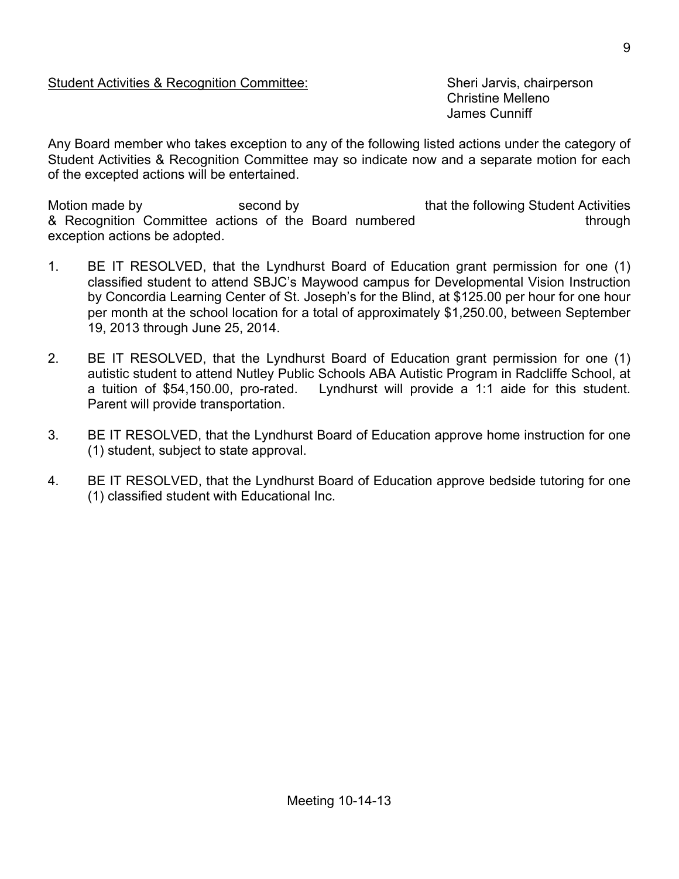<u>Student Activities & Recognition Committee:</u>

Sheri Jarvis, chairperson
Christine Melleno
James Cunniff

Any Board member who takes exception to any of the following listed actions under the category of Student Activities & Recognition Committee may so indicate now and a separate motion for each of the excepted actions will be entertained.

Motion made by second by that the following Student Activities & Recognition Committee actions of the Board numbered through exception actions be adopted.

1. BE IT RESOLVED, that the Lyndhurst Board of Education grant permission for one (1) classified student to attend SBJC's Maywood campus for Developmental Vision Instruction by Concordia Learning Center of St. Joseph's for the Blind, at $125.00 per hour for one hour per month at the school location for a total of approximately $1,250.00, between September 19, 2013 through June 25, 2014.

2. BE IT RESOLVED, that the Lyndhurst Board of Education grant permission for one (1) autistic student to attend Nutley Public Schools ABA Autistic Program in Radcliffe School, at a tuition of $54,150.00, pro-rated. Lyndhurst will provide a 1:1 aide for this student. Parent will provide transportation.

3. BE IT RESOLVED, that the Lyndhurst Board of Education approve home instruction for one (1) student, subject to state approval.

4. BE IT RESOLVED, that the Lyndhurst Board of Education approve bedside tutoring for one (1) classified student with Educational Inc.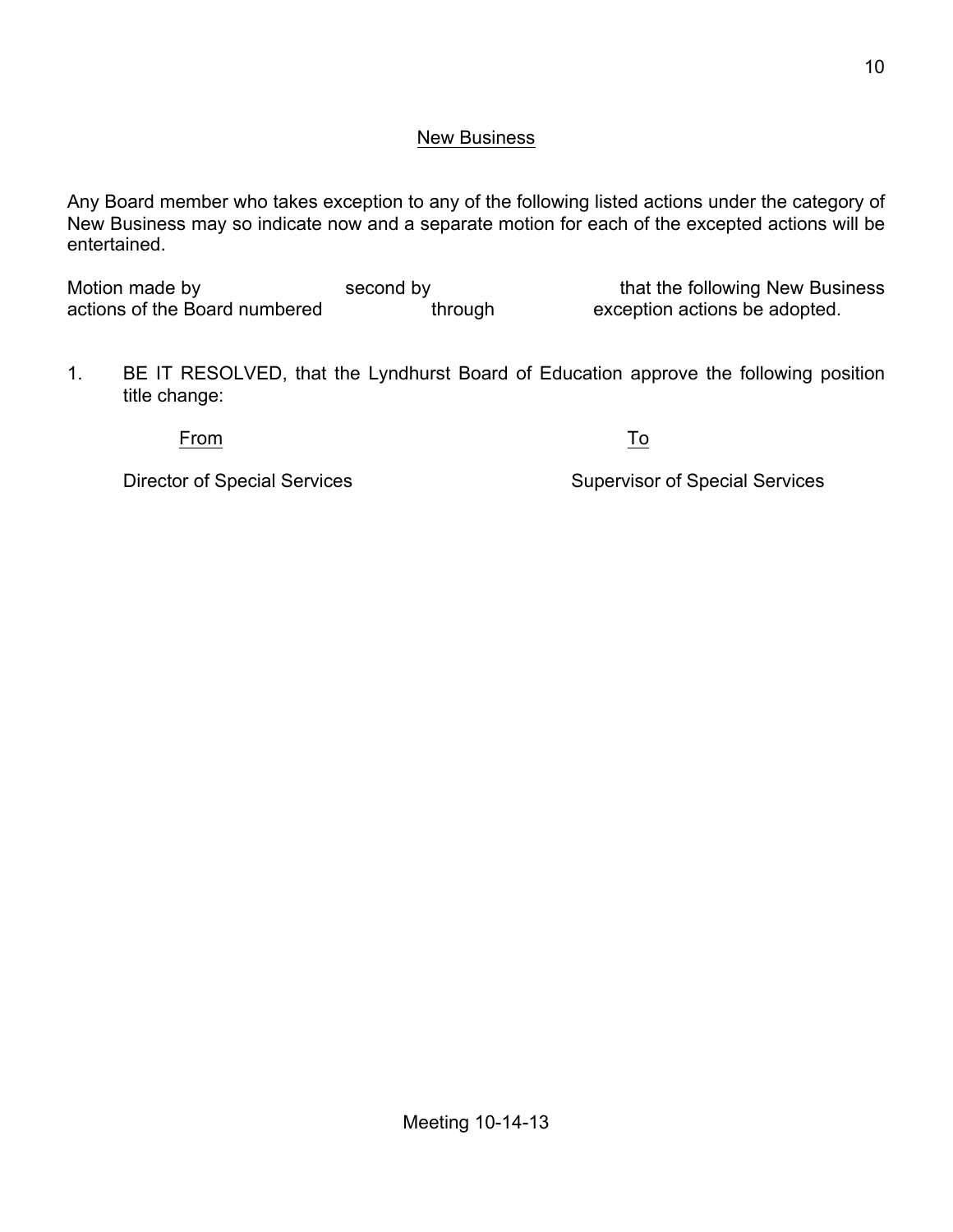## New Business

Any Board member who takes exception to any of the following listed actions under the category of New Business may so indicate now and a separate motion for each of the excepted actions will be entertained.

Motion made by                    second by                    that the following New Business actions of the Board numbered                    through                    exception actions be adopted.

1. BE IT RESOLVED, that the Lyndhurst Board of Education approve the following position title change:

| From | To |
| --- | --- |
| Director of Special Services | Supervisor of Special Services |

Meeting 10-14-13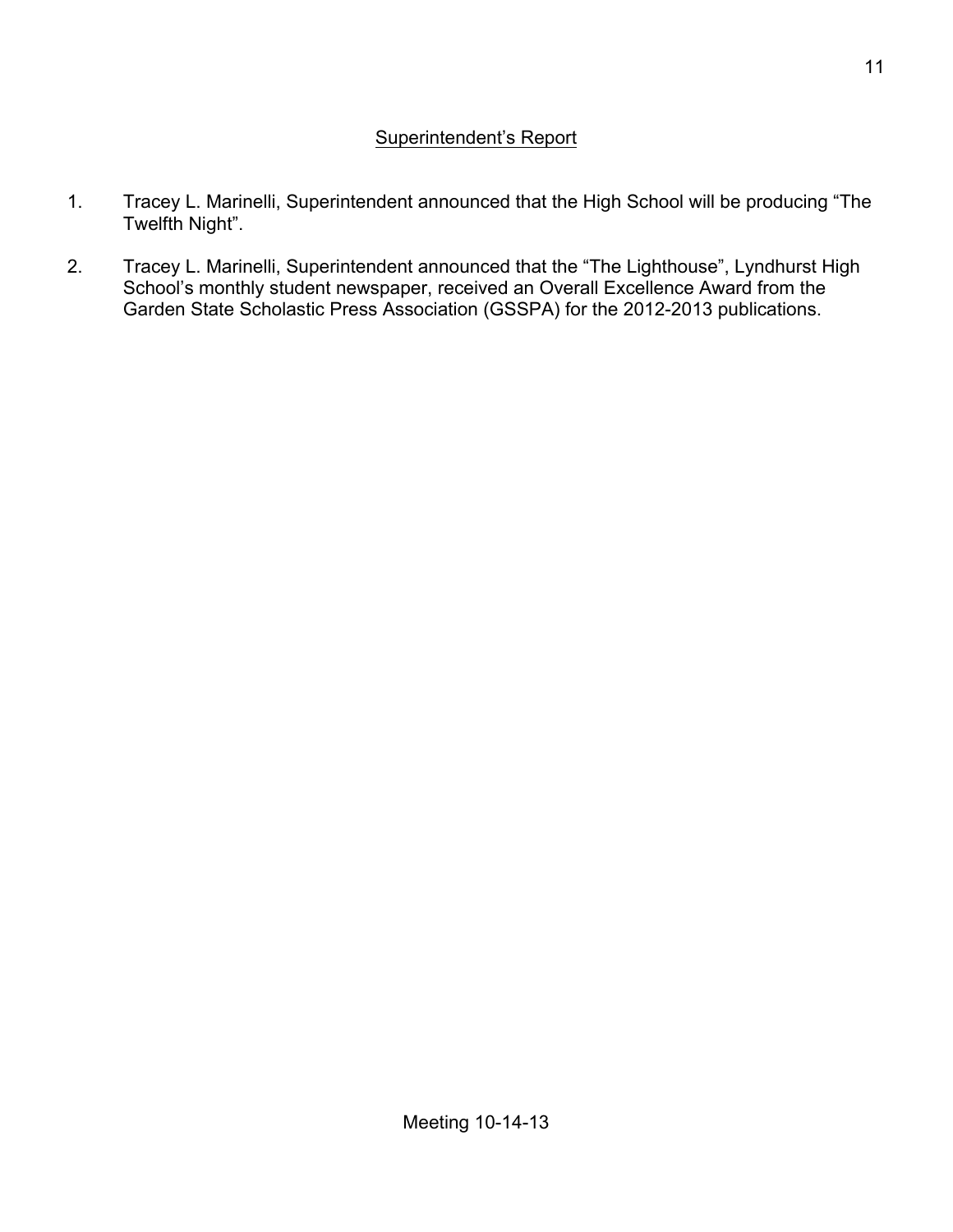## Superintendent's Report

1. Tracey L. Marinelli, Superintendent announced that the High School will be producing "The Twelfth Night".

2. Tracey L. Marinelli, Superintendent announced that the "The Lighthouse", Lyndhurst High School's monthly student newspaper, received an Overall Excellence Award from the Garden State Scholastic Press Association (GSSPA) for the 2012-2013 publications.